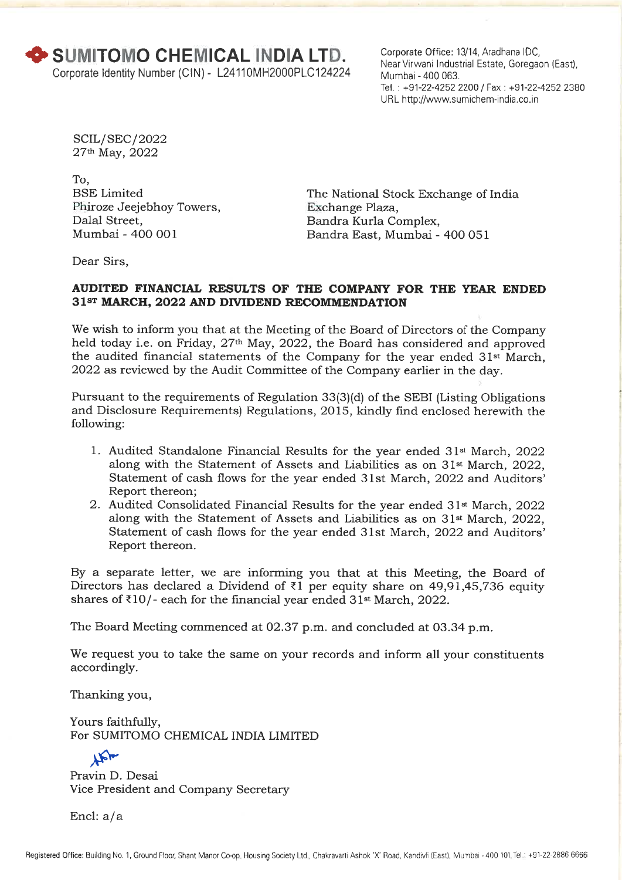# SUMITOMO CHEMICAL INDIA LTD.

Corporate Identity Number (CIN) - L24110MH2000PLC124224

Corporate Office: 13/14, Aradhana IDC, Near Virwani Industrial Estate, Goregaon (East), Mumbai - 400 063.
Tel. : +91-22-4252 2200 / Fax : +91-22-4252 2380
URL http://www.sumichem-india.co.in

SCIL/SEC/2022
27th May, 2022

To,

BSE Limited
Phiroze Jeejebhoy Towers,
Dalal Street,
Mumbai - 400 001

The National Stock Exchange of India
Exchange Plaza,
Bandra Kurla Complex,
Bandra East, Mumbai - 400 051

Dear Sirs,

**AUDITED FINANCIAL RESULTS OF THE COMPANY FOR THE YEAR ENDED 31ST MARCH, 2022 AND DIVIDEND RECOMMENDATION**

We wish to inform you that at the Meeting of the Board of Directors of the Company held today i.e. on Friday, 27th May, 2022, the Board has considered and approved the audited financial statements of the Company for the year ended 31st March, 2022 as reviewed by the Audit Committee of the Company earlier in the day.

Pursuant to the requirements of Regulation 33(3)(d) of the SEBI (Listing Obligations and Disclosure Requirements) Regulations, 2015, kindly find enclosed herewith the following:

1. Audited Standalone Financial Results for the year ended 31st March, 2022 along with the Statement of Assets and Liabilities as on 31st March, 2022, Statement of cash flows for the year ended 31st March, 2022 and Auditors' Report thereon;
2. Audited Consolidated Financial Results for the year ended 31st March, 2022 along with the Statement of Assets and Liabilities as on 31st March, 2022, Statement of cash flows for the year ended 31st March, 2022 and Auditors' Report thereon.

By a separate letter, we are informing you that at this Meeting, the Board of Directors has declared a Dividend of ₹1 per equity share on 49,91,45,736 equity shares of ₹10/- each for the financial year ended 31st March, 2022.

The Board Meeting commenced at 02.37 p.m. and concluded at 03.34 p.m.

We request you to take the same on your records and inform all your constituents accordingly.

Thanking you,

Yours faithfully,
For SUMITOMO CHEMICAL INDIA LIMITED

Pravin D. Desai
Vice President and Company Secretary

Encl: a/a

Registered Office: Building No. 1, Ground Floor, Shant Manor Co-op. Housing Society Ltd., Chakravarti Ashok 'X' Road, Kandivli (East), Mumbai - 400 101. Tel.: +91-22-2886 6666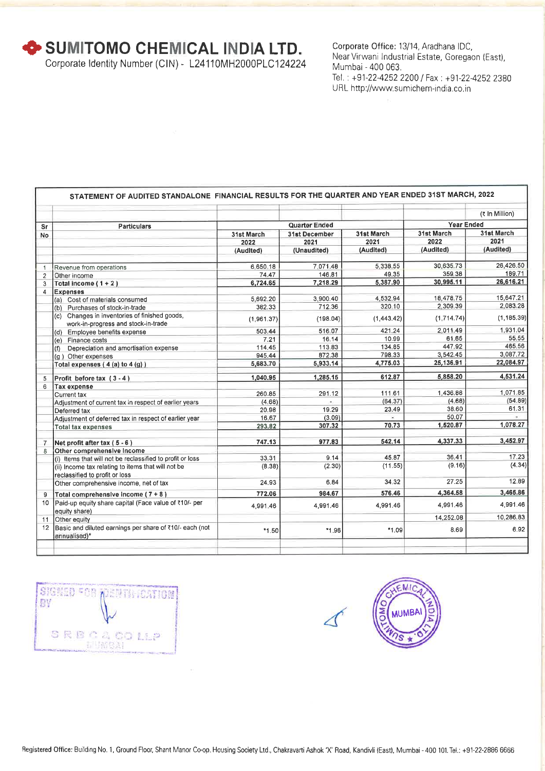# SUMITOMO CHEMICAL INDIA LTD.

Corporate Identity Number (CIN) - L24110MH2000PLC124224

Corporate Office: 13/14, Aradhana IDC,
Near Virwani Industrial Estate, Goregaon (East),
Mumbai - 400 063.
Tel. : +91-22-4252 2200 / Fax : +91-22-4252 2380
URL http://www.sumichem-india.co.in

## STATEMENT OF AUDITED STANDALONE FINANCIAL RESULTS FOR THE QUARTER AND YEAR ENDED 31ST MARCH, 2022

(₹ In Million)

| Sr No | Particulars | Quarter Ended | | | Year Ended | |
|---|---|---|---|---|---|---|
| | | 31st March 2022 (Audited) | 31st December 2021 (Unaudited) | 31st March 2021 (Audited) | 31st March 2022 (Audited) | 31st March 2021 (Audited) |
| 1 | Revenue from operations | 6,650.18 | 7,071.48 | 5,338.55 | 30,635.73 | 26,426.50 |
| 2 | Other income | 74.47 | 146.81 | 49.35 | 359.38 | 189.71 |
| 3 | **Total income ( 1 + 2 )** | **6,724.65** | **7,218.29** | **5,387.90** | **30,995.11** | **26,616.21** |
| 4 | **Expenses** | | | | | |
| | (a) Cost of materials consumed | 5,692.20 | 3,900.40 | 4,532.94 | 18,478.75 | 15,647.21 |
| | (b) Purchases of stock-in-trade | 382.33 | 712.36 | 320.10 | 2,309.39 | 2,083.28 |
| | (c) Changes in inventories of finished goods, work-in-progress and stock-in-trade | (1,961.37) | (198.04) | (1,443.42) | (1,714.74) | (1,185.39) |
| | (d) Employee benefits expense | 503.44 | 516.07 | 421.24 | 2,011.49 | 1,931.04 |
| | (e) Finance costs | 7.21 | 16.14 | 10.99 | 61.65 | 55.55 |
| | (f) Depreciation and amortisation expense | 114.45 | 113.83 | 134.85 | 447.92 | 465.56 |
| | (g ) Other expenses | 945.44 | 872.38 | 798.33 | 3,542.45 | 3,087.72 |
| | **Total expenses ( 4 (a) to 4 (g) )** | **5,683.70** | **5,933.14** | **4,775.03** | **25,136.91** | **22,084.97** |
| 5 | **Profit before tax ( 3 - 4 )** | **1,040.95** | **1,285.15** | **612.87** | **5,858.20** | **4,531.24** |
| 6 | **Tax expense** | | | | | |
| | Current tax | 260.85 | 291.12 | 111.61 | 1,436.88 | 1,071.85 |
| | Adjustment of current tax in respect of earlier years | (4.68) | - | (64.37) | (4.68) | (54.89) |
| | Deferred tax | 20.98 | 19.29 | 23.49 | 38.60 | 61.31 |
| | Adjustment of deferred tax in respect of earlier year | 16.67 | (3.09) | - | 50.07 | - |
| | Total tax expenses | **293.82** | **307.32** | **70.73** | **1,520.87** | **1,078.27** |
| 7 | **Net profit after tax ( 5 - 6 )** | **747.13** | **977.83** | **542.14** | **4,337.33** | **3,452.97** |
| 8 | **Other comprehensive income** | | | | | |
| | (i) Items that will not be reclassified to profit or loss | 33.31 | 9.14 | 45.87 | 36.41 | 17.23 |
| | (ii) Income tax relating to items that will not be reclassified to profit or loss | (8.38) | (2.30) | (11.55) | (9.16) | (4.34) |
| | Other comprehensive income, net of tax | 24.93 | 6.84 | 34.32 | 27.25 | 12.89 |
| 9 | **Total comprehensive income ( 7 + 8 )** | **772.06** | **984.67** | **576.46** | **4,364.58** | **3,465.86** |
| 10 | Paid-up equity share capital (Face value of ₹10/- per equity share) | 4,991.46 | 4,991.46 | 4,991.46 | 4,991.46 | 4,991.46 |
| 11 | Other equity | | | | 14,252.08 | 10,286.83 |
| 12 | Basic and diluted earnings per share of ₹10/- each (not annualised)* | *1.50 | *1.96 | *1.09 | 8.69 | 6.92 |

SIGNED FOR IDENTIFICATION BY
S R B C & CO LLP
MUMBAI

Registered Office: Building No. 1, Ground Floor, Shant Manor Co-op. Housing Society Ltd., Chakravarti Ashok 'X' Road, Kandivli (East), Mumbai - 400 101. Tel.: +91-22-2886 6666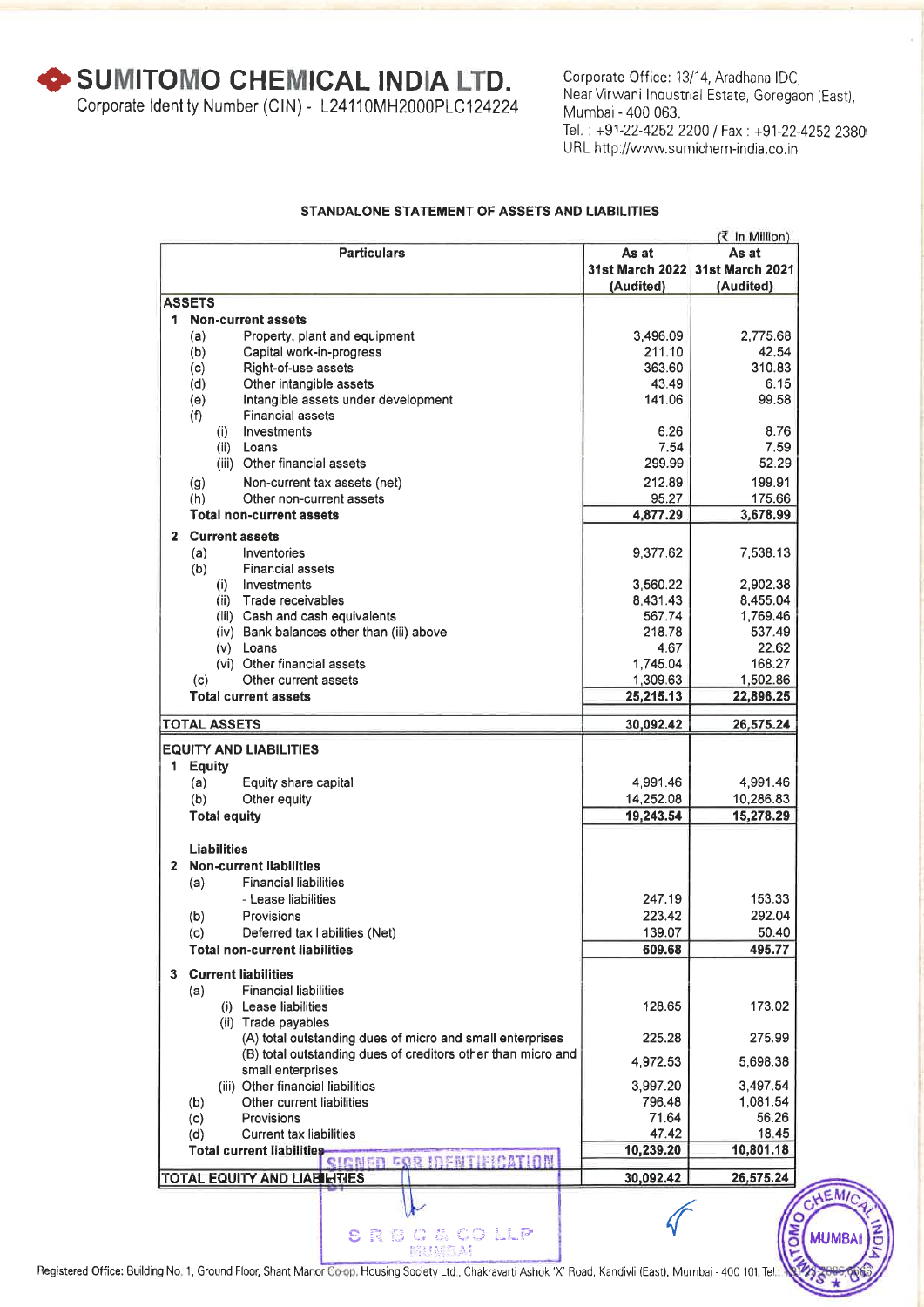# SUMITOMO CHEMICAL INDIA LTD.

Corporate Identity Number (CIN) - L24110MH2000PLC124224

Corporate Office: 13/14, Aradhana IDC,
Near Virwani Industrial Estate, Goregaon (East),
Mumbai - 400 063.
Tel. : +91-22-4252 2200 / Fax : +91-22-4252 2380
URL http://www.sumichem-india.co.in

## STANDALONE STATEMENT OF ASSETS AND LIABILITIES

(₹ In Million)

| Particulars | As at 31st March 2022 (Audited) | As at 31st March 2021 (Audited) |
|---|---|---|
| **ASSETS** | | |
| **1 Non-current assets** | | |
| (a) Property, plant and equipment | 3,496.09 | 2,775.68 |
| (b) Capital work-in-progress | 211.10 | 42.54 |
| (c) Right-of-use assets | 363.60 | 310.83 |
| (d) Other intangible assets | 43.49 | 6.15 |
| (e) Intangible assets under development | 141.06 | 99.58 |
| (f) Financial assets | | |
| (i) Investments | 6.26 | 8.76 |
| (ii) Loans | 7.54 | 7.59 |
| (iii) Other financial assets | 299.99 | 52.29 |
| (g) Non-current tax assets (net) | 212.89 | 199.91 |
| (h) Other non-current assets | 95.27 | 175.66 |
| **Total non-current assets** | **4,877.29** | **3,678.99** |
| **2 Current assets** | | |
| (a) Inventories | 9,377.62 | 7,538.13 |
| (b) Financial assets | | |
| (i) Investments | 3,560.22 | 2,902.38 |
| (ii) Trade receivables | 8,431.43 | 8,455.04 |
| (iii) Cash and cash equivalents | 567.74 | 1,769.46 |
| (iv) Bank balances other than (iii) above | 218.78 | 537.49 |
| (v) Loans | 4.67 | 22.62 |
| (vi) Other financial assets | 1,745.04 | 168.27 |
| (c) Other current assets | 1,309.63 | 1,502.86 |
| **Total current assets** | **25,215.13** | **22,896.25** |
| **TOTAL ASSETS** | **30,092.42** | **26,575.24** |
| **EQUITY AND LIABILITIES** | | |
| **1 Equity** | | |
| (a) Equity share capital | 4,991.46 | 4,991.46 |
| (b) Other equity | 14,252.08 | 10,286.83 |
| **Total equity** | **19,243.54** | **15,278.29** |
| **Liabilities** | | |
| **2 Non-current liabilities** | | |
| (a) Financial liabilities | | |
| - Lease liabilities | 247.19 | 153.33 |
| (b) Provisions | 223.42 | 292.04 |
| (c) Deferred tax liabilities (Net) | 139.07 | 50.40 |
| **Total non-current liabilities** | **609.68** | **495.77** |
| **3 Current liabilities** | | |
| (a) Financial liabilities | | |
| (i) Lease liabilities | 128.65 | 173.02 |
| (ii) Trade payables | | |
| (A) total outstanding dues of micro and small enterprises | 225.28 | 275.99 |
| (B) total outstanding dues of creditors other than micro and small enterprises | 4,972.53 | 5,698.38 |
| (iii) Other financial liabilities | 3,997.20 | 3,497.54 |
| (b) Other current liabilities | 796.48 | 1,081.54 |
| (c) Provisions | 71.64 | 56.26 |
| (d) Current tax liabilities | 47.42 | 18.45 |
| **Total current liabilities** | **10,239.20** | **10,801.18** |
| **TOTAL EQUITY AND LIABILITIES** | **30,092.42** | **26,575.24** |

SIGNED FOR IDENTIFICATION
S R B C & CO LLP
MUMBAI

Registered Office: Building No. 1, Ground Floor, Shant Manor Co-op. Housing Society Ltd., Chakravarti Ashok 'X' Road, Kandivli (East), Mumbai - 400 101. Tel.: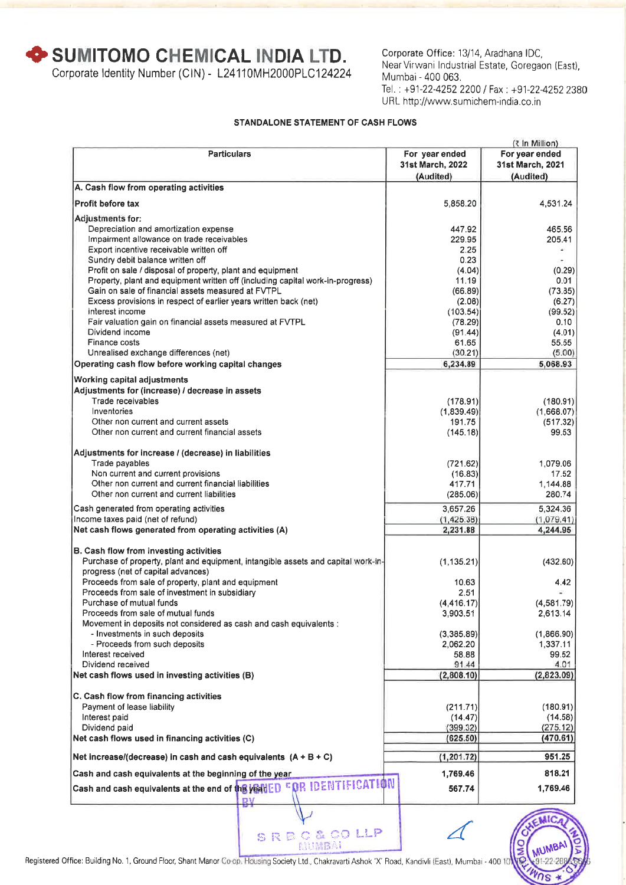# SUMITOMO CHEMICAL INDIA LTD.

Corporate Identity Number (CIN) - L24110MH2000PLC124224

Corporate Office: 13/14, Aradhana IDC,
Near Virwani Industrial Estate, Goregaon (East),
Mumbai - 400 063.
Tel. : +91-22-4252 2200 / Fax : +91-22-4252 2380
URL http://www.sumichem-india.co.in

## STANDALONE STATEMENT OF CASH FLOWS

(₹ In Million)

| Particulars | For year ended 31st March, 2022 (Audited) | For year ended 31st March, 2021 (Audited) |
|---|---|---|
| **A. Cash flow from operating activities** | | |
| **Profit before tax** | 5,858.20 | 4,531.24 |
| **Adjustments for:** | | |
| Depreciation and amortization expense | 447.92 | 465.56 |
| Impairment allowance on trade receivables | 229.95 | 205.41 |
| Export incentive receivable written off | 2.25 | - |
| Sundry debit balance written off | 0.23 | - |
| Profit on sale / disposal of property, plant and equipment | (4.04) | (0.29) |
| Property, plant and equipment written off (including capital work-in-progress) | 11.19 | 0.01 |
| Gain on sale of financial assets measured at FVTPL | (66.89) | (73.35) |
| Excess provisions in respect of earlier years written back (net) | (2.08) | (6.27) |
| Interest income | (103.54) | (99.52) |
| Fair valuation gain on financial assets measured at FVTPL | (78.29) | 0.10 |
| Dividend income | (91.44) | (4.01) |
| Finance costs | 61.65 | 55.55 |
| Unrealised exchange differences (net) | (30.21) | (5.00) |
| **Operating cash flow before working capital changes** | 6,234.89 | 5,068.93 |
| **Working capital adjustments** | | |
| **Adjustments for (increase) / decrease in assets** | | |
| Trade receivables | (178.91) | (180.91) |
| Inventories | (1,839.49) | (1,668.07) |
| Other non current and current assets | 191.75 | (517.32) |
| Other non current and current financial assets | (145.18) | 99.53 |
| **Adjustments for increase / (decrease) in liabilities** | | |
| Trade payables | (721.62) | 1,079.06 |
| Non current and current provisions | (16.83) | 17.52 |
| Other non current and current financial liabilities | 417.71 | 1,144.88 |
| Other non current and current liabilities | (285.06) | 280.74 |
| Cash generated from operating activities | 3,657.26 | 5,324.36 |
| Income taxes paid (net of refund) | (1,425.38) | (1,079.41) |
| **Net cash flows generated from operating activities (A)** | 2,231.88 | 4,244.95 |
| **B. Cash flow from investing activities** | | |
| Purchase of property, plant and equipment, intangible assets and capital work-in-progress (net of capital advances) | (1,135.21) | (432.60) |
| Proceeds from sale of property, plant and equipment | 10.63 | 4.42 |
| Proceeds from sale of investment in subsidiary | 2.51 | - |
| Purchase of mutual funds | (4,416.17) | (4,581.79) |
| Proceeds from sale of mutual funds | 3,903.51 | 2,613.14 |
| Movement in deposits not considered as cash and cash equivalents : | | |
| - Investments in such deposits | (3,385.89) | (1,866.90) |
| - Proceeds from such deposits | 2,062.20 | 1,337.11 |
| Interest received | 58.88 | 99.52 |
| Dividend received | 91.44 | 4.01 |
| **Net cash flows used in investing activities (B)** | (2,808.10) | (2,823.09) |
| **C. Cash flow from financing activities** | | |
| Payment of lease liability | (211.71) | (180.91) |
| Interest paid | (14.47) | (14.58) |
| Dividend paid | (399.32) | (275.12) |
| **Net cash flows used in financing activities (C)** | (625.50) | (470.61) |
| **Net increase/(decrease) in cash and cash equivalents (A + B + C)** | (1,201.72) | 951.25 |
| **Cash and cash equivalents at the beginning of the year** | 1,769.46 | 818.21 |
| **Cash and cash equivalents at the end of the year** | 567.74 | 1,769.46 |

SIGNED FOR IDENTIFICATION BY
S R B C & CO LLP
MUMBAI

Registered Office: Building No. 1, Ground Floor, Shant Manor Co-op. Housing Society Ltd., Chakravarti Ashok 'X' Road, Kandivli (East), Mumbai - 400 101 Tel: +91-22-2886-0066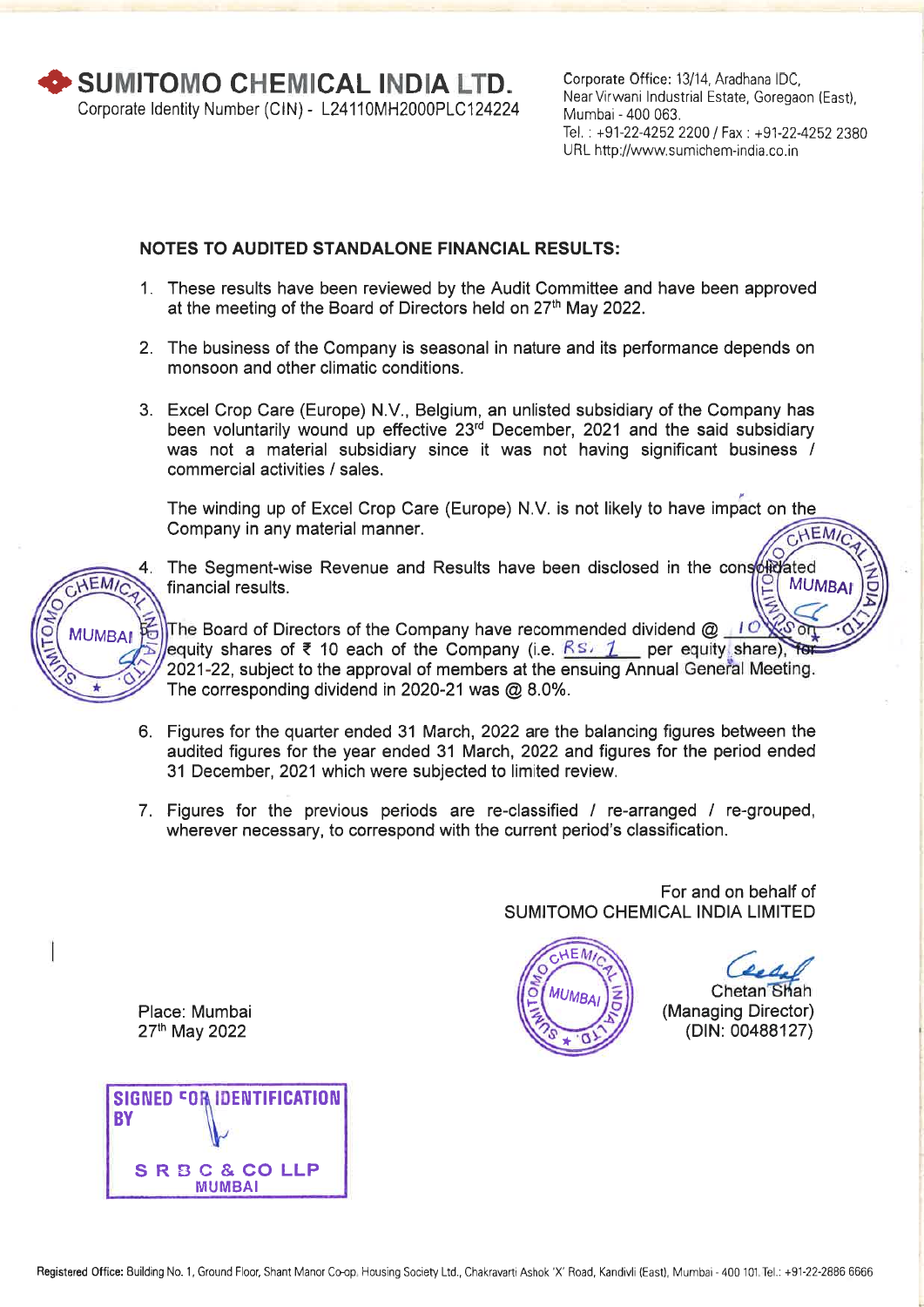# SUMITOMO CHEMICAL INDIA LTD.

Corporate Identity Number (CIN) - L24110MH2000PLC124224

Corporate Office: 13/14, Aradhana IDC, Near Virwani Industrial Estate, Goregaon (East), Mumbai - 400 063.
Tel. : +91-22-4252 2200 / Fax : +91-22-4252 2380
URL http://www.sumichem-india.co.in

## NOTES TO AUDITED STANDALONE FINANCIAL RESULTS:

1. These results have been reviewed by the Audit Committee and have been approved at the meeting of the Board of Directors held on 27th May 2022.

2. The business of the Company is seasonal in nature and its performance depends on monsoon and other climatic conditions.

3. Excel Crop Care (Europe) N.V., Belgium, an unlisted subsidiary of the Company has been voluntarily wound up effective 23rd December, 2021 and the said subsidiary was not a material subsidiary since it was not having significant business / commercial activities / sales.

   The winding up of Excel Crop Care (Europe) N.V. is not likely to have impact on the Company in any material manner.

4. The Segment-wise Revenue and Results have been disclosed in the consolidated financial results.

5. The Board of Directors of the Company have recommended dividend @ 10% on equity shares of ₹ 10 each of the Company (i.e. Rs. 1 per equity share), for 2021-22, subject to the approval of members at the ensuing Annual General Meeting. The corresponding dividend in 2020-21 was @ 8.0%.

6. Figures for the quarter ended 31 March, 2022 are the balancing figures between the audited figures for the year ended 31 March, 2022 and figures for the period ended 31 December, 2021 which were subjected to limited review.

7. Figures for the previous periods are re-classified / re-arranged / re-grouped, wherever necessary, to correspond with the current period's classification.

For and on behalf of
SUMITOMO CHEMICAL INDIA LIMITED

Chetan Shah
(Managing Director)
(DIN: 00488127)

Place: Mumbai
27th May 2022

SIGNED FOR IDENTIFICATION BY
S R B C & CO LLP
MUMBAI

Registered Office: Building No. 1, Ground Floor, Shant Manor Co-op. Housing Society Ltd., Chakravarti Ashok 'X' Road, Kandivli (East), Mumbai - 400 101. Tel.: +91-22-2886 6666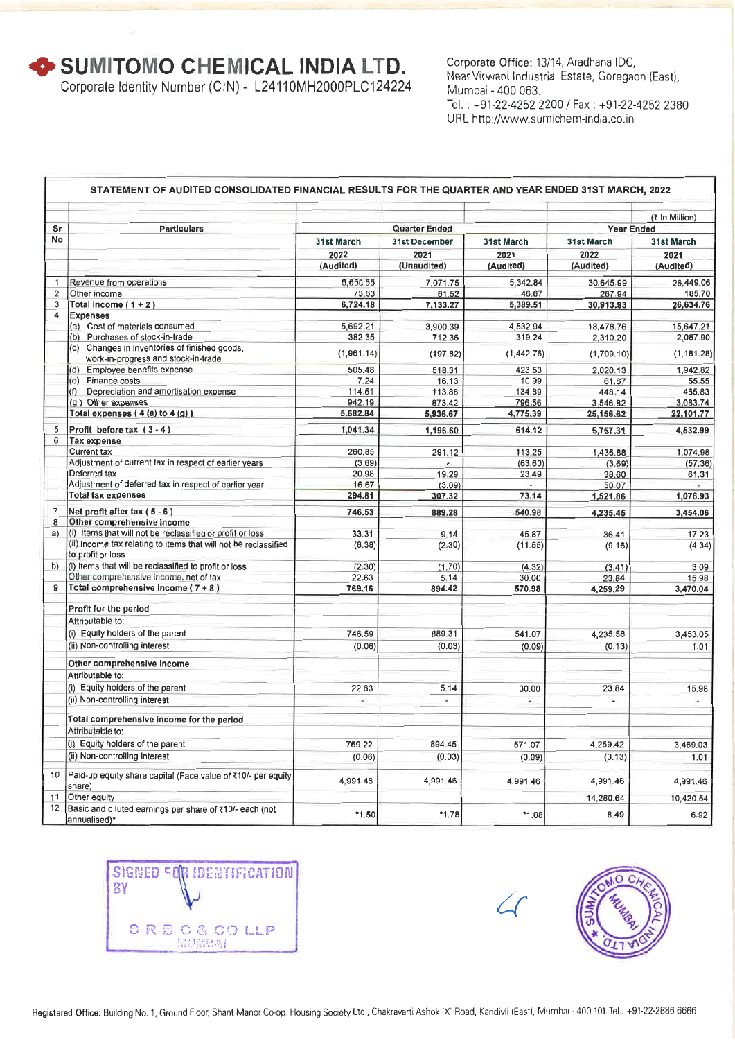# SUMITOMO CHEMICAL INDIA LTD.

Corporate Identity Number (CIN) - L24110MH2000PLC124224

Corporate Office: 13/14, Aradhana IDC, Near Virwani Industrial Estate, Goregaon (East), Mumbai - 400 063.
Tel. : +91-22-4252 2200 / Fax : +91-22-4252 2380
URL http://www.sumichem-india.co.in

## STATEMENT OF AUDITED CONSOLIDATED FINANCIAL RESULTS FOR THE QUARTER AND YEAR ENDED 31ST MARCH, 2022

(₹ In Million)

| Sr No | Particulars | Quarter Ended | | | Year Ended | |
|---|---|---|---|---|---|---|
| | | 31st March 2022 (Audited) | 31st December 2021 (Unaudited) | 31st March 2021 (Audited) | 31st March 2022 (Audited) | 31st March 2021 (Audited) |
| 1 | Revenue from operations | 6,650.55 | 7,071.75 | 5,342.84 | 30,645.99 | 26,449.06 |
| 2 | Other income | 73.63 | 61.52 | 46.67 | 267.94 | 185.70 |
| 3 | **Total income ( 1 + 2 )** | **6,724.18** | **7,133.27** | **5,389.51** | **30,913.93** | **26,634.76** |
| 4 | **Expenses** | | | | | |
| | (a) Cost of materials consumed | 5,692.21 | 3,900.39 | 4,532.94 | 18,478.76 | 15,647.21 |
| | (b) Purchases of stock-in-trade | 382.35 | 712.36 | 319.24 | 2,310.20 | 2,087.90 |
| | (c) Changes in inventories of finished goods, work-in-progress and stock-in-trade | (1,961.14) | (197.82) | (1,442.76) | (1,709.10) | (1,181.28) |
| | (d) Employee benefits expense | 505.48 | 518.31 | 423.53 | 2,020.13 | 1,942.82 |
| | (e) Finance costs | 7.24 | 16.13 | 10.99 | 61.67 | 55.55 |
| | (f) Depreciation and amortisation expense | 114.51 | 113.88 | 134.89 | 448.14 | 465.83 |
| | (g) Other expenses | 942.19 | 873.42 | 796.56 | 3,546.82 | 3,083.74 |
| | **Total expenses ( 4 (a) to 4 (g) )** | **5,682.84** | **5,936.67** | **4,775.39** | **25,156.62** | **22,101.77** |
| 5 | **Profit before tax ( 3 - 4 )** | **1,041.34** | **1,196.60** | **614.12** | **5,757.31** | **4,532.99** |
| 6 | **Tax expense** | | | | | |
| | Current tax | 260.85 | 291.12 | 113.25 | 1,436.88 | 1,074.98 |
| | Adjustment of current tax in respect of earlier years | (3.69) | - | (63.60) | (3.69) | (57.36) |
| | Deferred tax | 20.98 | 19.29 | 23.49 | 38.60 | 61.31 |
| | Adjustment of deferred tax in respect of earlier year | 16.67 | (3.09) | - | 50.07 | - |
| | **Total tax expenses** | **294.81** | **307.32** | **73.14** | **1,521.86** | **1,078.93** |
| 7 | **Net profit after tax ( 5 - 6 )** | **746.53** | **889.28** | **540.98** | **4,235.45** | **3,454.06** |
| 8 | **Other comprehensive income** | | | | | |
| a) | (i) Items that will not be reclassified to profit or loss | 33.31 | 9.14 | 45.87 | 36.41 | 17.23 |
| | (ii) Income tax relating to items that will not be reclassified to profit or loss | (8.38) | (2.30) | (11.55) | (9.16) | (4.34) |
| b) | (i) Items that will be reclassified to profit or loss | (2.30) | (1.70) | (4.32) | (3.41) | 3.09 |
| | Other comprehensive income, net of tax | 22.63 | 5.14 | 30.00 | 23.84 | 15.98 |
| 9 | **Total comprehensive income ( 7 + 8 )** | **769.16** | **894.42** | **570.98** | **4,259.29** | **3,470.04** |
| | **Profit for the period** | | | | | |
| | Attributable to: | | | | | |
| | (i) Equity holders of the parent | 746.59 | 889.31 | 541.07 | 4,235.58 | 3,453.05 |
| | (ii) Non-controlling interest | (0.06) | (0.03) | (0.09) | (0.13) | 1.01 |
| | **Other comprehensive income** | | | | | |
| | Attributable to: | | | | | |
| | (i) Equity holders of the parent | 22.63 | 5.14 | 30.00 | 23.84 | 15.98 |
| | (ii) Non-controlling interest | - | - | - | - | - |
| | **Total comprehensive income for the period** | | | | | |
| | Attributable to: | | | | | |
| | (i) Equity holders of the parent | 769.22 | 894.45 | 571.07 | 4,259.42 | 3,469.03 |
| | (ii) Non-controlling interest | (0.06) | (0.03) | (0.09) | (0.13) | 1.01 |
| 10 | Paid-up equity share capital (Face value of ₹10/- per equity share) | 4,991.46 | 4,991.46 | 4,991.46 | 4,991.46 | 4,991.46 |
| 11 | Other equity | | | | 14,280.64 | 10,420.54 |
| 12 | Basic and diluted earnings per share of ₹10/- each (not annualised)* | *1.50 | *1.78 | *1.08 | 8.49 | 6.92 |

SIGNED FOR IDENTIFICATION BY
S R B C & CO LLP
MUMBAI

Registered Office: Building No. 1, Ground Floor, Shant Manor Co-op. Housing Society Ltd., Chakravarti Ashok 'X' Road, Kandivli (East), Mumbai - 400 101. Tel.: +91-22-2886 6666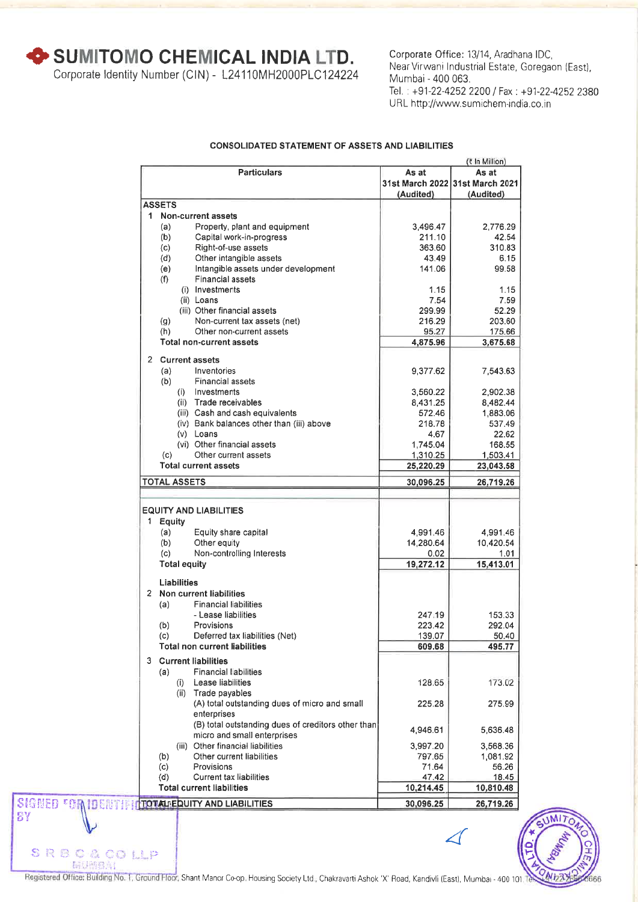# SUMITOMO CHEMICAL INDIA LTD.

Corporate Identity Number (CIN) - L24110MH2000PLC124224

Corporate Office: 13/14, Aradhana IDC,
Near Virwani Industrial Estate, Goregaon (East),
Mumbai - 400 063.
Tel. : +91-22-4252 2200 / Fax : +91-22-4252 2380
URL http://www.sumichem-india.co.in

## CONSOLIDATED STATEMENT OF ASSETS AND LIABILITIES

(₹ In Million)

| Particulars | As at 31st March 2022 (Audited) | As at 31st March 2021 (Audited) |
|---|---|---|
| **ASSETS** | | |
| **1 Non-current assets** | | |
| (a) Property, plant and equipment | 3,496.47 | 2,776.29 |
| (b) Capital work-in-progress | 211.10 | 42.54 |
| (c) Right-of-use assets | 363.60 | 310.83 |
| (d) Other intangible assets | 43.49 | 6.15 |
| (e) Intangible assets under development | 141.06 | 99.58 |
| (f) Financial assets | | |
| (i) Investments | 1.15 | 1.15 |
| (ii) Loans | 7.54 | 7.59 |
| (iii) Other financial assets | 299.99 | 52.29 |
| (g) Non-current tax assets (net) | 216.29 | 203.60 |
| (h) Other non-current assets | 95.27 | 175.66 |
| **Total non-current assets** | **4,875.96** | **3,675.68** |
| **2 Current assets** | | |
| (a) Inventories | 9,377.62 | 7,543.63 |
| (b) Financial assets | | |
| (i) Investments | 3,560.22 | 2,902.38 |
| (ii) Trade receivables | 8,431.25 | 8,482.44 |
| (iii) Cash and cash equivalents | 572.46 | 1,883.06 |
| (iv) Bank balances other than (iii) above | 218.78 | 537.49 |
| (v) Loans | 4.67 | 22.62 |
| (vi) Other financial assets | 1,745.04 | 168.55 |
| (c) Other current assets | 1,310.25 | 1,503.41 |
| **Total current assets** | **25,220.29** | **23,043.58** |
| **TOTAL ASSETS** | **30,096.25** | **26,719.26** |
| | | |
| **EQUITY AND LIABILITIES** | | |
| **1 Equity** | | |
| (a) Equity share capital | 4,991.46 | 4,991.46 |
| (b) Other equity | 14,280.64 | 10,420.54 |
| (c) Non-controlling Interests | 0.02 | 1.01 |
| **Total equity** | **19,272.12** | **15,413.01** |
| **Liabilities** | | |
| **2 Non current liabilities** | | |
| (a) Financial liabilities | | |
| - Lease liabilities | 247.19 | 153.33 |
| (b) Provisions | 223.42 | 292.04 |
| (c) Deferred tax liabilities (Net) | 139.07 | 50.40 |
| **Total non current liabilities** | **609.68** | **495.77** |
| **3 Current liabilities** | | |
| (a) Financial liabilities | | |
| (i) Lease liabilities | 128.65 | 173.02 |
| (ii) Trade payables | | |
| (A) total outstanding dues of micro and small enterprises | 225.28 | 275.99 |
| (B) total outstanding dues of creditors other than micro and small enterprises | 4,946.61 | 5,636.48 |
| (iii) Other financial liabilities | 3,997.20 | 3,568.36 |
| (b) Other current liabilities | 797.65 | 1,081.92 |
| (c) Provisions | 71.64 | 56.26 |
| (d) Current tax liabilities | 47.42 | 18.45 |
| **Total current liabilities** | **10,214.45** | **10,810.48** |
| **TOTAL EQUITY AND LIABILITIES** | **30,096.25** | **26,719.26** |

SIGNED FOR IDENTIFICATION BY
S R B C & CO LLP
MUMBAI

Registered Office: Building No. 1, Ground Floor, Shant Manor Co-op. Housing Society Ltd., Chakravarti Ashok 'X' Road, Kandivli (East), Mumbai - 400 101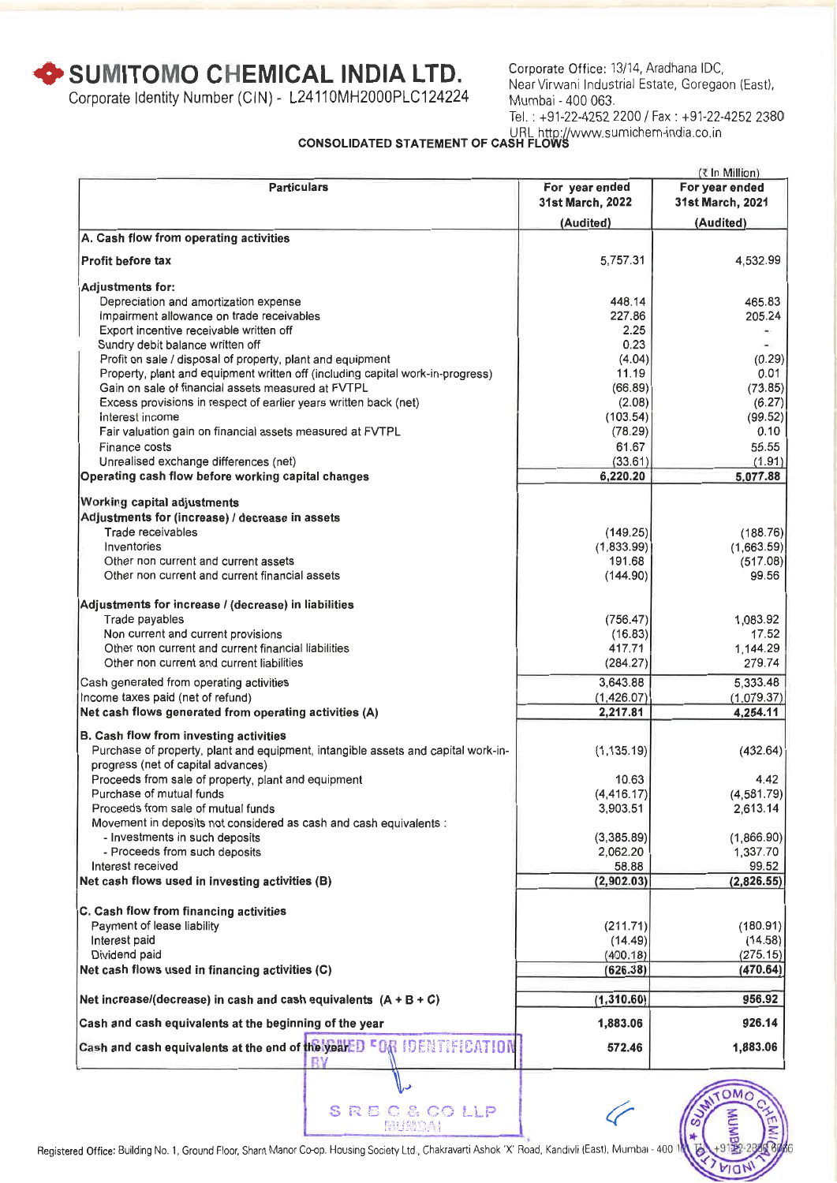# SUMITOMO CHEMICAL INDIA LTD.

Corporate Identity Number (CIN) - L24110MH2000PLC124224

Corporate Office: 13/14, Aradhana IDC, Near Virwani Industrial Estate, Goregaon (East), Mumbai - 400 063.
Tel. : +91-22-4252 2200 / Fax : +91-22-4252 2380
URL http://www.sumichem-india.co.in

## CONSOLIDATED STATEMENT OF CASH FLOWS

(₹ In Million)

| Particulars | For year ended 31st March, 2022 (Audited) | For year ended 31st March, 2021 (Audited) |
|---|---|---|
| **A. Cash flow from operating activities** | | |
| **Profit before tax** | 5,757.31 | 4,532.99 |
| **Adjustments for:** | | |
| Depreciation and amortization expense | 448.14 | 465.83 |
| Impairment allowance on trade receivables | 227.86 | 205.24 |
| Export incentive receivable written off | 2.25 | - |
| Sundry debit balance written off | 0.23 | - |
| Profit on sale / disposal of property, plant and equipment | (4.04) | (0.29) |
| Property, plant and equipment written off (including capital work-in-progress) | 11.19 | 0.01 |
| Gain on sale of financial assets measured at FVTPL | (66.89) | (73.85) |
| Excess provisions in respect of earlier years written back (net) | (2.08) | (6.27) |
| Interest income | (103.54) | (99.52) |
| Fair valuation gain on financial assets measured at FVTPL | (78.29) | 0.10 |
| Finance costs | 61.67 | 55.55 |
| Unrealised exchange differences (net) | (33.61) | (1.91) |
| **Operating cash flow before working capital changes** | **6,220.20** | **5,077.88** |
| **Working capital adjustments** | | |
| **Adjustments for (increase) / decrease in assets** | | |
| Trade receivables | (149.25) | (188.76) |
| Inventories | (1,833.99) | (1,663.59) |
| Other non current and current assets | 191.68 | (517.08) |
| Other non current and current financial assets | (144.90) | 99.56 |
| **Adjustments for increase / (decrease) in liabilities** | | |
| Trade payables | (756.47) | 1,083.92 |
| Non current and current provisions | (16.83) | 17.52 |
| Other non current and current financial liabilities | 417.71 | 1,144.29 |
| Other non current and current liabilities | (284.27) | 279.74 |
| Cash generated from operating activities | 3,643.88 | 5,333.48 |
| Income taxes paid (net of refund) | (1,426.07) | (1,079.37) |
| **Net cash flows generated from operating activities (A)** | **2,217.81** | **4,254.11** |
| **B. Cash flow from investing activities** | | |
| Purchase of property, plant and equipment, intangible assets and capital work-in-progress (net of capital advances) | (1,135.19) | (432.64) |
| Proceeds from sale of property, plant and equipment | 10.63 | 4.42 |
| Purchase of mutual funds | (4,416.17) | (4,581.79) |
| Proceeds from sale of mutual funds | 3,903.51 | 2,613.14 |
| Movement in deposits not considered as cash and cash equivalents : | | |
| - Investments in such deposits | (3,385.89) | (1,866.90) |
| - Proceeds from such deposits | 2,062.20 | 1,337.70 |
| Interest received | 58.88 | 99.52 |
| **Net cash flows used in investing activities (B)** | **(2,902.03)** | **(2,826.55)** |
| **C. Cash flow from financing activities** | | |
| Payment of lease liability | (211.71) | (180.91) |
| Interest paid | (14.49) | (14.58) |
| Dividend paid | (400.18) | (275.15) |
| **Net cash flows used in financing activities (C)** | **(626.38)** | **(470.64)** |
| **Net increase/(decrease) in cash and cash equivalents (A + B + C)** | **(1,310.60)** | **956.92** |
| **Cash and cash equivalents at the beginning of the year** | **1,883.06** | **926.14** |
| **Cash and cash equivalents at the end of the year** | **572.46** | **1,883.06** |

SIGNED FOR IDENTIFICATION BY
S R B C & CO LLP
MUMBAI

Registered Office: Building No. 1, Ground Floor, Shant Manor Co-op. Housing Society Ltd., Chakravarti Ashok 'X' Road, Kandivli (East), Mumbai - 400 101. Tel: +91-22-2888 6666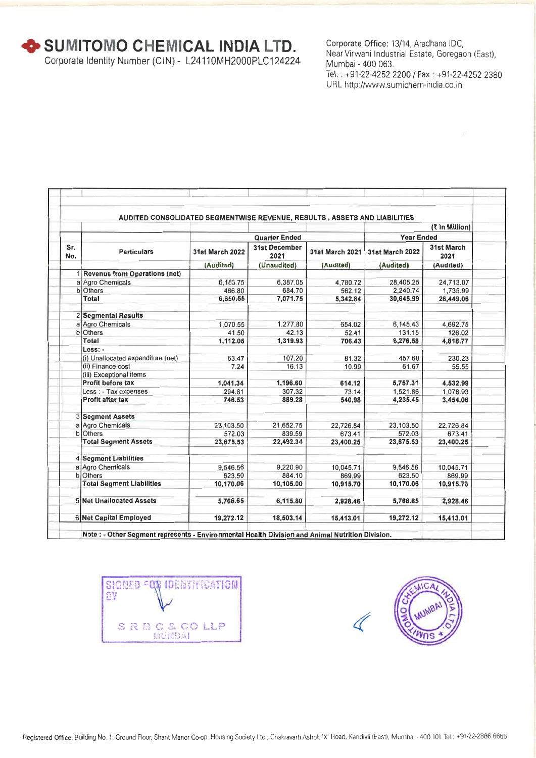# SUMITOMO CHEMICAL INDIA LTD.

Corporate Identity Number (CIN) - L24110MH2000PLC124224

Corporate Office: 13/14, Aradhana IDC, Near Virwani Industrial Estate, Goregaon (East), Mumbai - 400 063.
Tel. : +91-22-4252 2200 / Fax : +91-22-4252 2380
URL http://www.sumichem-india.co.in

**AUDITED CONSOLIDATED SEGMENTWISE REVENUE, RESULTS , ASSETS AND LIABILITIES**

(₹ In Million)

| Sr. No. | | Particulars | Quarter Ended | | | Year Ended | |
|---|---|---|---|---|---|---|---|
| | | | 31st March 2022 | 31st December 2021 | 31st March 2021 | 31st March 2022 | 31st March 2021 |
| | | | (Audited) | (Unaudited) | (Audited) | (Audited) | (Audited) |
| 1 | | **Revenue from Operations (net)** | | | | | |
| | a | Agro Chemicals | 6,183.75 | 6,387.05 | 4,780.72 | 28,405.25 | 24,713.07 |
| | b | Others | 466.80 | 684.70 | 562.12 | 2,240.74 | 1,735.99 |
| | | **Total** | **6,650.55** | **7,071.75** | **5,342.84** | **30,645.99** | **26,449.06** |
| 2 | | **Segmental Results** | | | | | |
| | a | Agro Chemicals | 1,070.55 | 1,277.80 | 654.02 | 6,145.43 | 4,692.75 |
| | b | Others | 41.50 | 42.13 | 52.41 | 131.15 | 126.02 |
| | | **Total** | **1,112.05** | **1,319.93** | **706.43** | **6,276.58** | **4,818.77** |
| | | **Less: -** | | | | | |
| | | (i) Unallocated expenditure (net) | 63.47 | 107.20 | 81.32 | 457.60 | 230.23 |
| | | (ii) Finance cost | 7.24 | 16.13 | 10.99 | 61.67 | 55.55 |
| | | (iii) Exceptional items | | | | | |
| | | **Profit before tax** | **1,041.34** | **1,196.60** | **614.12** | **5,757.31** | **4,532.99** |
| | | Less : - Tax expenses | 294.81 | 307.32 | 73.14 | 1,521.86 | 1,078.93 |
| | | **Profit after tax** | **746.53** | **889.28** | **540.98** | **4,235.45** | **3,454.06** |
| 3 | | **Segment Assets** | | | | | |
| | a | Agro Chemicals | 23,103.50 | 21,652.75 | 22,726.84 | 23,103.50 | 22,726.84 |
| | b | Others | 572.03 | 839.59 | 673.41 | 572.03 | 673.41 |
| | | **Total Segment Assets** | **23,675.53** | **22,492.34** | **23,400.25** | **23,675.53** | **23,400.25** |
| 4 | | **Segment Liabilities** | | | | | |
| | a | Agro Chemicals | 9,546.56 | 9,220.90 | 10,045.71 | 9,546.56 | 10,045.71 |
| | b | Others | 623.50 | 884.10 | 869.99 | 623.50 | 869.99 |
| | | **Total Segment Liabilities** | **10,170.06** | **10,105.00** | **10,915.70** | **10,170.06** | **10,915.70** |
| 5 | | **Net Unallocated Assets** | **5,766.65** | **6,115.80** | **2,928.46** | **5,766.65** | **2,928.46** |
| 6 | | **Net Capital Employed** | **19,272.12** | **18,503.14** | **15,413.01** | **19,272.12** | **15,413.01** |

**Note : - Other Segment represents - Environmental Health Division and Animal Nutrition Division.**

SIGNED FOR IDENTIFICATION BY
S R B C & CO LLP
MUMBAI

Registered Office: Building No. 1, Ground Floor, Shant Manor Co-op. Housing Society Ltd., Chakravarti Ashok 'X' Road, Kandivli (East), Mumbai - 400 101 Tel.: +91-22-2886 6666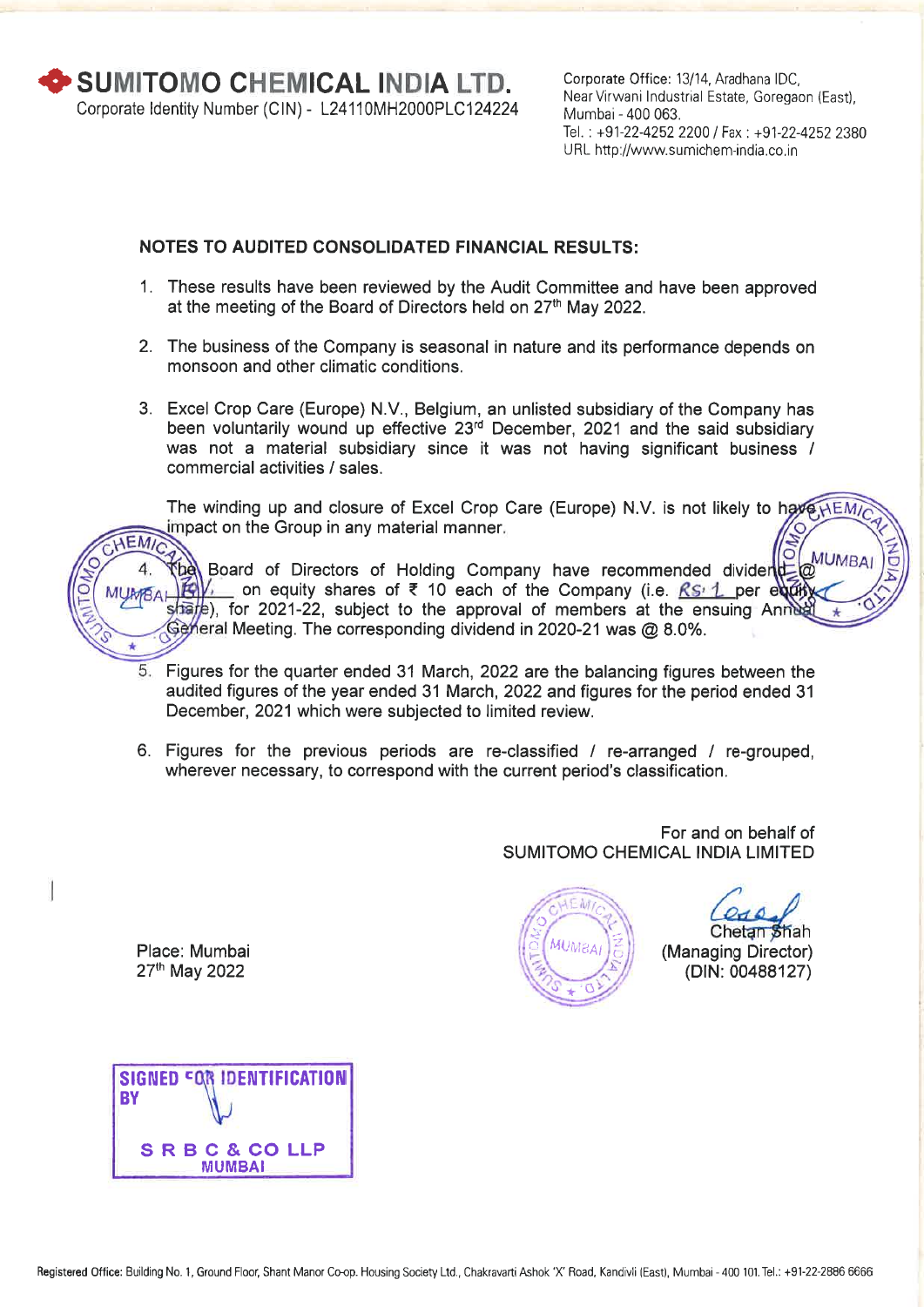**SUMITOMO CHEMICAL INDIA LTD.**
Corporate Identity Number (CIN) - L24110MH2000PLC124224

Corporate Office: 13/14, Aradhana IDC,
Near Virwani Industrial Estate, Goregaon (East),
Mumbai - 400 063.
Tel. : +91-22-4252 2200 / Fax : +91-22-4252 2380
URL http://www.sumichem-india.co.in

## NOTES TO AUDITED CONSOLIDATED FINANCIAL RESULTS:

1. These results have been reviewed by the Audit Committee and have been approved at the meeting of the Board of Directors held on 27th May 2022.
2. The business of the Company is seasonal in nature and its performance depends on monsoon and other climatic conditions.
3. Excel Crop Care (Europe) N.V., Belgium, an unlisted subsidiary of the Company has been voluntarily wound up effective 23rd December, 2021 and the said subsidiary was not a material subsidiary since it was not having significant business / commercial activities / sales.

   The winding up and closure of Excel Crop Care (Europe) N.V. is not likely to have impact on the Group in any material manner.
4. The Board of Directors of Holding Company have recommended dividend @ 10% on equity shares of ₹ 10 each of the Company (i.e. Rs. 1 per equity share), for 2021-22, subject to the approval of members at the ensuing Annual General Meeting. The corresponding dividend in 2020-21 was @ 8.0%.
5. Figures for the quarter ended 31 March, 2022 are the balancing figures between the audited figures of the year ended 31 March, 2022 and figures for the period ended 31 December, 2021 which were subjected to limited review.
6. Figures for the previous periods are re-classified / re-arranged / re-grouped, wherever necessary, to correspond with the current period's classification.

For and on behalf of
SUMITOMO CHEMICAL INDIA LIMITED

Chetan Shah
(Managing Director)
(DIN: 00488127)

Place: Mumbai
27th May 2022

SIGNED FOR IDENTIFICATION BY
S R B C & CO LLP
MUMBAI

Registered Office: Building No. 1, Ground Floor, Shant Manor Co-op. Housing Society Ltd., Chakravarti Ashok 'X' Road, Kandivli (East), Mumbai - 400 101. Tel.: +91-22-2886 6666